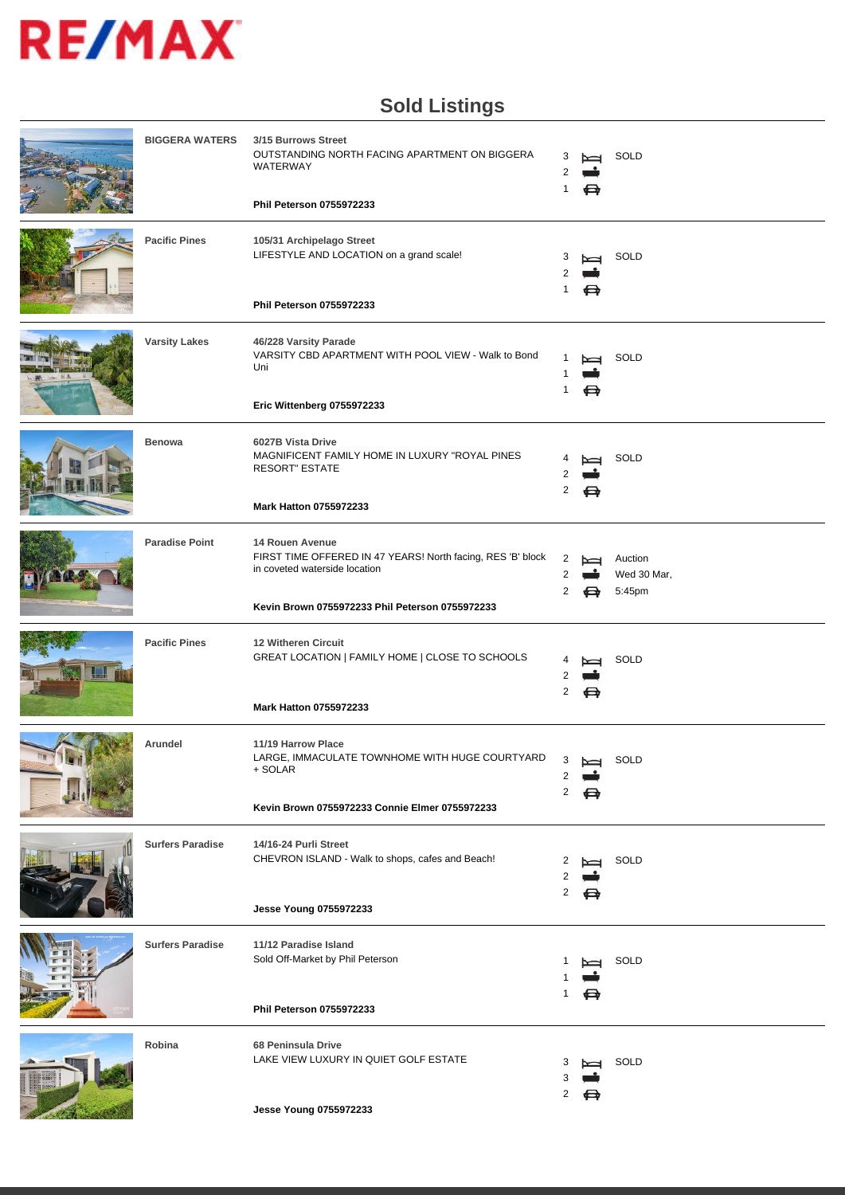RE/MAX

# Sold Listings

| Suburb | Address / Description / Agent | Bed | Bath | Car | Status |
|---|---|---|---|---|---|
| BIGGERA WATERS | **3/15 Burrows Street**<br>OUTSTANDING NORTH FACING APARTMENT ON BIGGERA WATERWAY<br>**Phil Peterson 0755972233** | 3 | 2 | 1 | SOLD |
| Pacific Pines | **105/31 Archipelago Street**<br>LIFESTYLE AND LOCATION on a grand scale!<br>**Phil Peterson 0755972233** | 3 | 2 | 1 | SOLD |
| Varsity Lakes | **46/228 Varsity Parade**<br>VARSITY CBD APARTMENT WITH POOL VIEW - Walk to Bond Uni<br>**Eric Wittenberg 0755972233** | 1 | 1 | 1 | SOLD |
| Benowa | **6027B Vista Drive**<br>MAGNIFICENT FAMILY HOME IN LUXURY "ROYAL PINES RESORT" ESTATE<br>**Mark Hatton 0755972233** | 4 | 2 | 2 | SOLD |
| Paradise Point | **14 Rouen Avenue**<br>FIRST TIME OFFERED IN 47 YEARS! North facing, RES 'B' block in coveted waterside location<br>**Kevin Brown 0755972233 Phil Peterson 0755972233** | 2 | 2 | 2 | Auction Wed 30 Mar, 5:45pm |
| Pacific Pines | **12 Witheren Circuit**<br>GREAT LOCATION \| FAMILY HOME \| CLOSE TO SCHOOLS<br>**Mark Hatton 0755972233** | 4 | 2 | 2 | SOLD |
| Arundel | **11/19 Harrow Place**<br>LARGE, IMMACULATE TOWNHOME WITH HUGE COURTYARD + SOLAR<br>**Kevin Brown 0755972233 Connie Elmer 0755972233** | 3 | 2 | 2 | SOLD |
| Surfers Paradise | **14/16-24 Purli Street**<br>CHEVRON ISLAND - Walk to shops, cafes and Beach!<br>**Jesse Young 0755972233** | 2 | 2 | 2 | SOLD |
| Surfers Paradise | **11/12 Paradise Island**<br>Sold Off-Market by Phil Peterson<br>**Phil Peterson 0755972233** | 1 | 1 | 1 | SOLD |
| Robina | **68 Peninsula Drive**<br>LAKE VIEW LUXURY IN QUIET GOLF ESTATE<br>**Jesse Young 0755972233** | 3 | 3 | 2 | SOLD |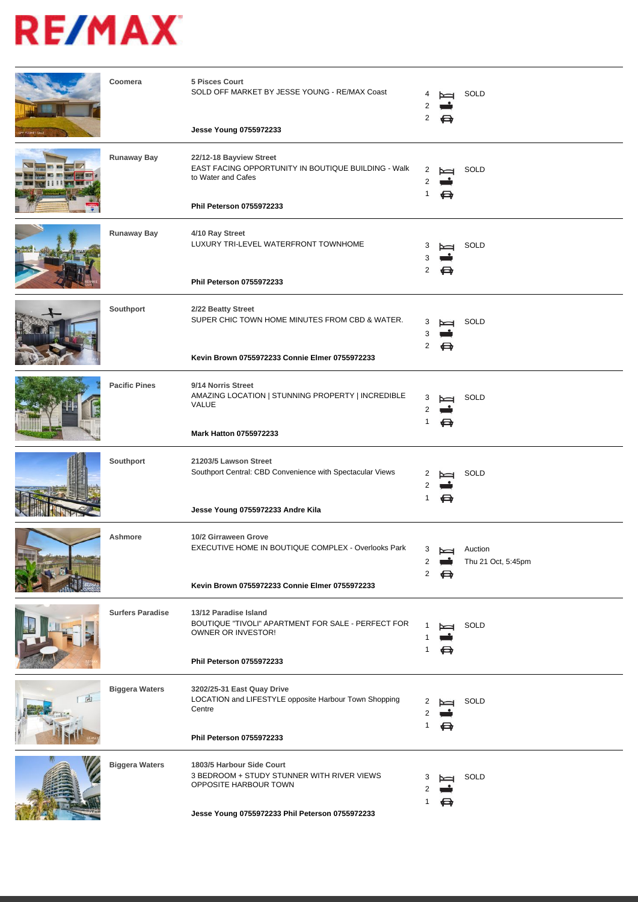RE/MAX

| Suburb | Address / Details | Beds | Baths | Cars | Status |
|---|---|---|---|---|---|
| **Coomera** | **5 Pisces Court**<br>SOLD OFF MARKET BY JESSE YOUNG - RE/MAX Coast<br>**Jesse Young 0755972233** | 4 | 2 | 2 | SOLD |
| **Runaway Bay** | **22/12-18 Bayview Street**<br>EAST FACING OPPORTUNITY IN BOUTIQUE BUILDING - Walk to Water and Cafes<br>**Phil Peterson 0755972233** | 2 | 2 | 1 | SOLD |
| **Runaway Bay** | **4/10 Ray Street**<br>LUXURY TRI-LEVEL WATERFRONT TOWNHOME<br>**Phil Peterson 0755972233** | 3 | 3 | 2 | SOLD |
| **Southport** | **2/22 Beatty Street**<br>SUPER CHIC TOWN HOME MINUTES FROM CBD & WATER.<br>**Kevin Brown 0755972233 Connie Elmer 0755972233** | 3 | 3 | 2 | SOLD |
| **Pacific Pines** | **9/14 Norris Street**<br>AMAZING LOCATION \| STUNNING PROPERTY \| INCREDIBLE VALUE<br>**Mark Hatton 0755972233** | 3 | 2 | 1 | SOLD |
| **Southport** | **21203/5 Lawson Street**<br>Southport Central: CBD Convenience with Spectacular Views<br>**Jesse Young 0755972233 Andre Kila** | 2 | 2 | 1 | SOLD |
| **Ashmore** | **10/2 Girraween Grove**<br>EXECUTIVE HOME IN BOUTIQUE COMPLEX - Overlooks Park<br>**Kevin Brown 0755972233 Connie Elmer 0755972233** | 3 | 2 | 2 | Auction<br>Thu 21 Oct, 5:45pm |
| **Surfers Paradise** | **13/12 Paradise Island**<br>BOUTIQUE "TIVOLI" APARTMENT FOR SALE - PERFECT FOR OWNER OR INVESTOR!<br>**Phil Peterson 0755972233** | 1 | 1 | 1 | SOLD |
| **Biggera Waters** | **3202/25-31 East Quay Drive**<br>LOCATION and LIFESTYLE opposite Harbour Town Shopping Centre<br>**Phil Peterson 0755972233** | 2 | 2 | 1 | SOLD |
| **Biggera Waters** | **1803/5 Harbour Side Court**<br>3 BEDROOM + STUDY STUNNER WITH RIVER VIEWS OPPOSITE HARBOUR TOWN<br>**Jesse Young 0755972233 Phil Peterson 0755972233** | 3 | 2 | 1 | SOLD |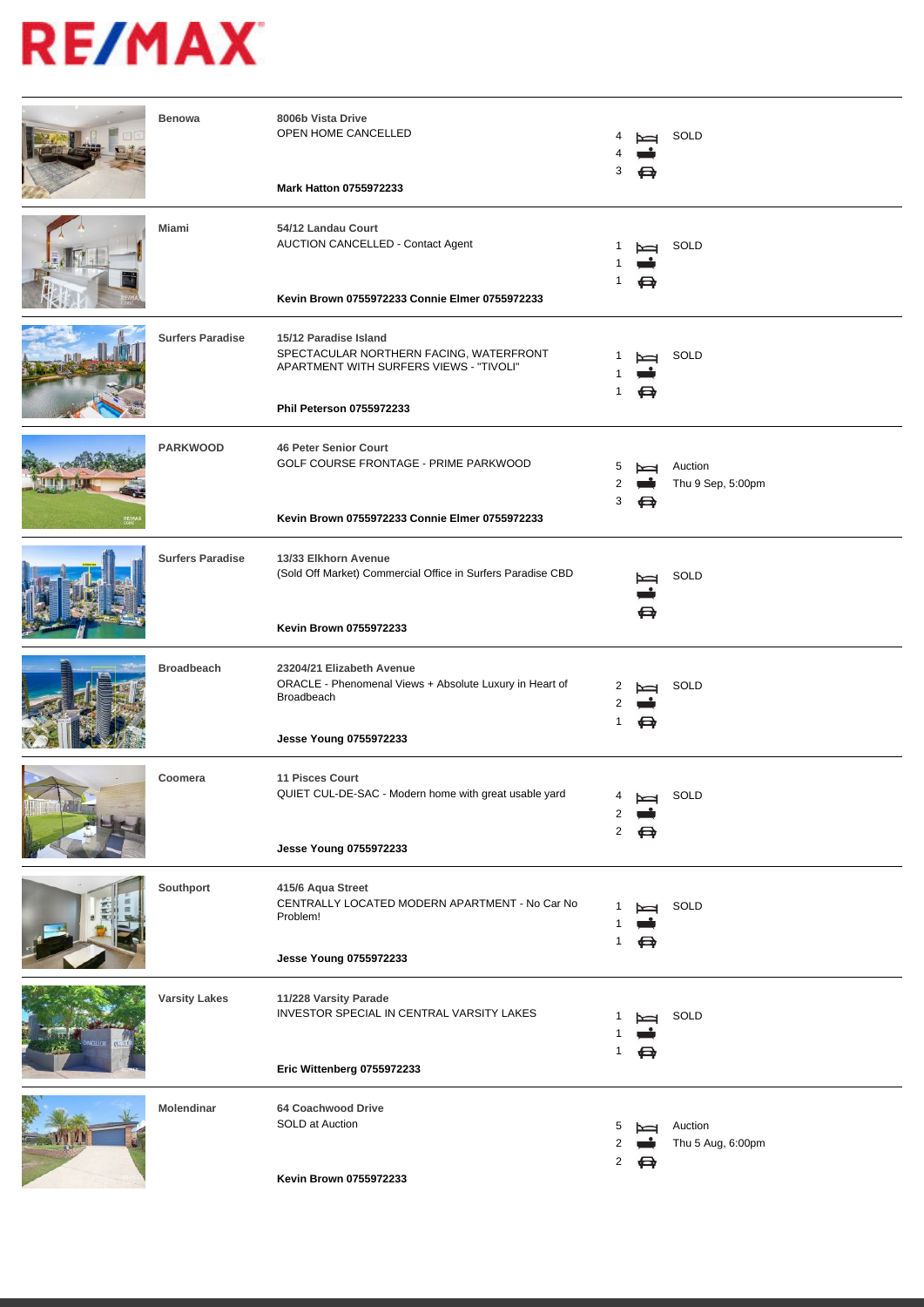# RE/MAX

| Suburb | Address / Description | Bed | Bath | Car | Status |
| --- | --- | --- | --- | --- | --- |
| Benowa | **8006b Vista Drive**<br>OPEN HOME CANCELLED<br>**Mark Hatton 0755972233** | 4 | 4 | 3 | SOLD |
| Miami | **54/12 Landau Court**<br>AUCTION CANCELLED - Contact Agent<br>**Kevin Brown 0755972233 Connie Elmer 0755972233** | 1 | 1 | 1 | SOLD |
| Surfers Paradise | **15/12 Paradise Island**<br>SPECTACULAR NORTHERN FACING, WATERFRONT APARTMENT WITH SURFERS VIEWS - "TIVOLI"<br>**Phil Peterson 0755972233** | 1 | 1 | 1 | SOLD |
| PARKWOOD | **46 Peter Senior Court**<br>GOLF COURSE FRONTAGE - PRIME PARKWOOD<br>**Kevin Brown 0755972233 Connie Elmer 0755972233** | 5 | 2 | 3 | Auction<br>Thu 9 Sep, 5:00pm |
| Surfers Paradise | **13/33 Elkhorn Avenue**<br>(Sold Off Market) Commercial Office in Surfers Paradise CBD<br>**Kevin Brown 0755972233** | | | | SOLD |
| Broadbeach | **23204/21 Elizabeth Avenue**<br>ORACLE - Phenomenal Views + Absolute Luxury in Heart of Broadbeach<br>**Jesse Young 0755972233** | 2 | 2 | 1 | SOLD |
| Coomera | **11 Pisces Court**<br>QUIET CUL-DE-SAC - Modern home with great usable yard<br>**Jesse Young 0755972233** | 4 | 2 | 2 | SOLD |
| Southport | **415/6 Aqua Street**<br>CENTRALLY LOCATED MODERN APARTMENT - No Car No Problem!<br>**Jesse Young 0755972233** | 1 | 1 | 1 | SOLD |
| Varsity Lakes | **11/228 Varsity Parade**<br>INVESTOR SPECIAL IN CENTRAL VARSITY LAKES<br>**Eric Wittenberg 0755972233** | 1 | 1 | 1 | SOLD |
| Molendinar | **64 Coachwood Drive**<br>SOLD at Auction<br>**Kevin Brown 0755972233** | 5 | 2 | 2 | Auction<br>Thu 5 Aug, 6:00pm |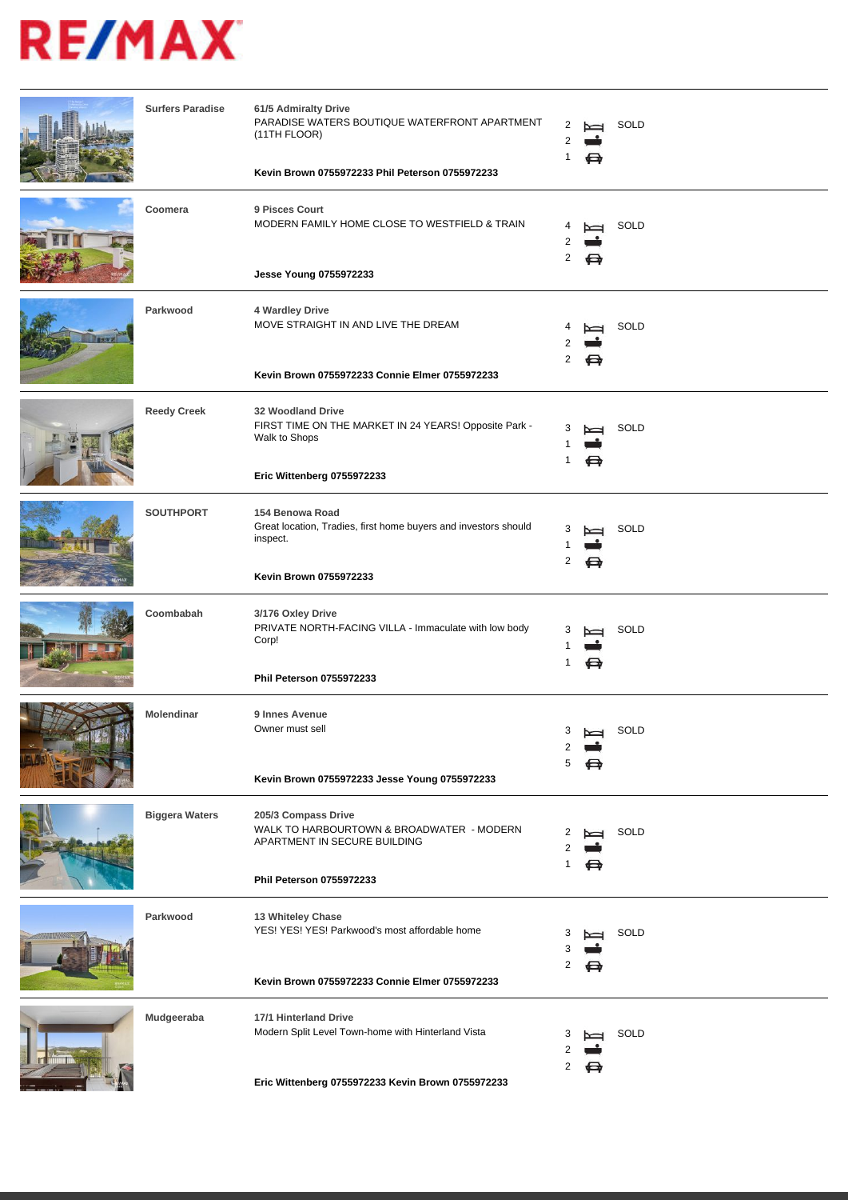| Suburb | Address / Description | Bed | Bath | Car | Status |
|---|---|---|---|---|---|
| Surfers Paradise | **61/5 Admiralty Drive** PARADISE WATERS BOUTIQUE WATERFRONT APARTMENT (11TH FLOOR) **Kevin Brown 0755972233 Phil Peterson 0755972233** | 2 | 2 | 1 | SOLD |
| Coomera | **9 Pisces Court** MODERN FAMILY HOME CLOSE TO WESTFIELD & TRAIN **Jesse Young 0755972233** | 4 | 2 | 2 | SOLD |
| Parkwood | **4 Wardley Drive** MOVE STRAIGHT IN AND LIVE THE DREAM **Kevin Brown 0755972233 Connie Elmer 0755972233** | 4 | 2 | 2 | SOLD |
| Reedy Creek | **32 Woodland Drive** FIRST TIME ON THE MARKET IN 24 YEARS! Opposite Park - Walk to Shops **Eric Wittenberg 0755972233** | 3 | 1 | 1 | SOLD |
| SOUTHPORT | **154 Benowa Road** Great location, Tradies, first home buyers and investors should inspect. **Kevin Brown 0755972233** | 3 | 1 | 2 | SOLD |
| Coombabah | **3/176 Oxley Drive** PRIVATE NORTH-FACING VILLA - Immaculate with low body Corp! **Phil Peterson 0755972233** | 3 | 1 | 1 | SOLD |
| Molendinar | **9 Innes Avenue** Owner must sell **Kevin Brown 0755972233 Jesse Young 0755972233** | 3 | 2 | 5 | SOLD |
| Biggera Waters | **205/3 Compass Drive** WALK TO HARBOURTOWN & BROADWATER - MODERN APARTMENT IN SECURE BUILDING **Phil Peterson 0755972233** | 2 | 2 | 1 | SOLD |
| Parkwood | **13 Whiteley Chase** YES! YES! YES! Parkwood's most affordable home **Kevin Brown 0755972233 Connie Elmer 0755972233** | 3 | 3 | 2 | SOLD |
| Mudgeeraba | **17/1 Hinterland Drive** Modern Split Level Town-home with Hinterland Vista **Eric Wittenberg 0755972233 Kevin Brown 0755972233** | 3 | 2 | 2 | SOLD |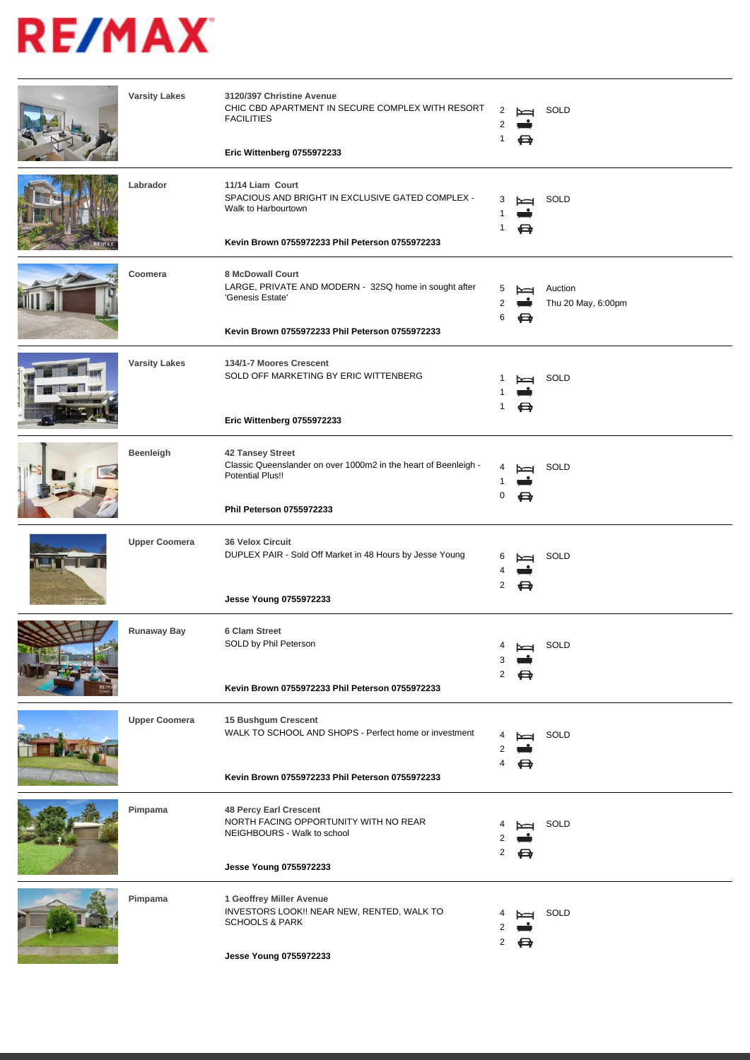| Suburb | Address / Description | Agent(s) | Bed | Bath | Car | Status |
|---|---|---|---|---|---|---|
| Varsity Lakes | **3120/397 Christine Avenue** CHIC CBD APARTMENT IN SECURE COMPLEX WITH RESORT FACILITIES | **Eric Wittenberg 0755972233** | 2 | 2 | 1 | SOLD |
| Labrador | **11/14 Liam Court** SPACIOUS AND BRIGHT IN EXCLUSIVE GATED COMPLEX - Walk to Harbourtown | **Kevin Brown 0755972233 Phil Peterson 0755972233** | 3 | 1 | 1 | SOLD |
| Coomera | **8 McDowall Court** LARGE, PRIVATE AND MODERN - 32SQ home in sought after 'Genesis Estate' | **Kevin Brown 0755972233 Phil Peterson 0755972233** | 5 | 2 | 6 | Auction Thu 20 May, 6:00pm |
| Varsity Lakes | **134/1-7 Moores Crescent** SOLD OFF MARKETING BY ERIC WITTENBERG | **Eric Wittenberg 0755972233** | 1 | 1 | 1 | SOLD |
| Beenleigh | **42 Tansey Street** Classic Queenslander on over 1000m2 in the heart of Beenleigh - Potential Plus!! | **Phil Peterson 0755972233** | 4 | 1 | 0 | SOLD |
| Upper Coomera | **36 Velox Circuit** DUPLEX PAIR - Sold Off Market in 48 Hours by Jesse Young | **Jesse Young 0755972233** | 6 | 4 | 2 | SOLD |
| Runaway Bay | **6 Clam Street** SOLD by Phil Peterson | **Kevin Brown 0755972233 Phil Peterson 0755972233** | 4 | 3 | 2 | SOLD |
| Upper Coomera | **15 Bushgum Crescent** WALK TO SCHOOL AND SHOPS - Perfect home or investment | **Kevin Brown 0755972233 Phil Peterson 0755972233** | 4 | 2 | 4 | SOLD |
| Pimpama | **48 Percy Earl Crescent** NORTH FACING OPPORTUNITY WITH NO REAR NEIGHBOURS - Walk to school | **Jesse Young 0755972233** | 4 | 2 | 2 | SOLD |
| Pimpama | **1 Geoffrey Miller Avenue** INVESTORS LOOK!! NEAR NEW, RENTED, WALK TO SCHOOLS & PARK | **Jesse Young 0755972233** | 4 | 2 | 2 | SOLD |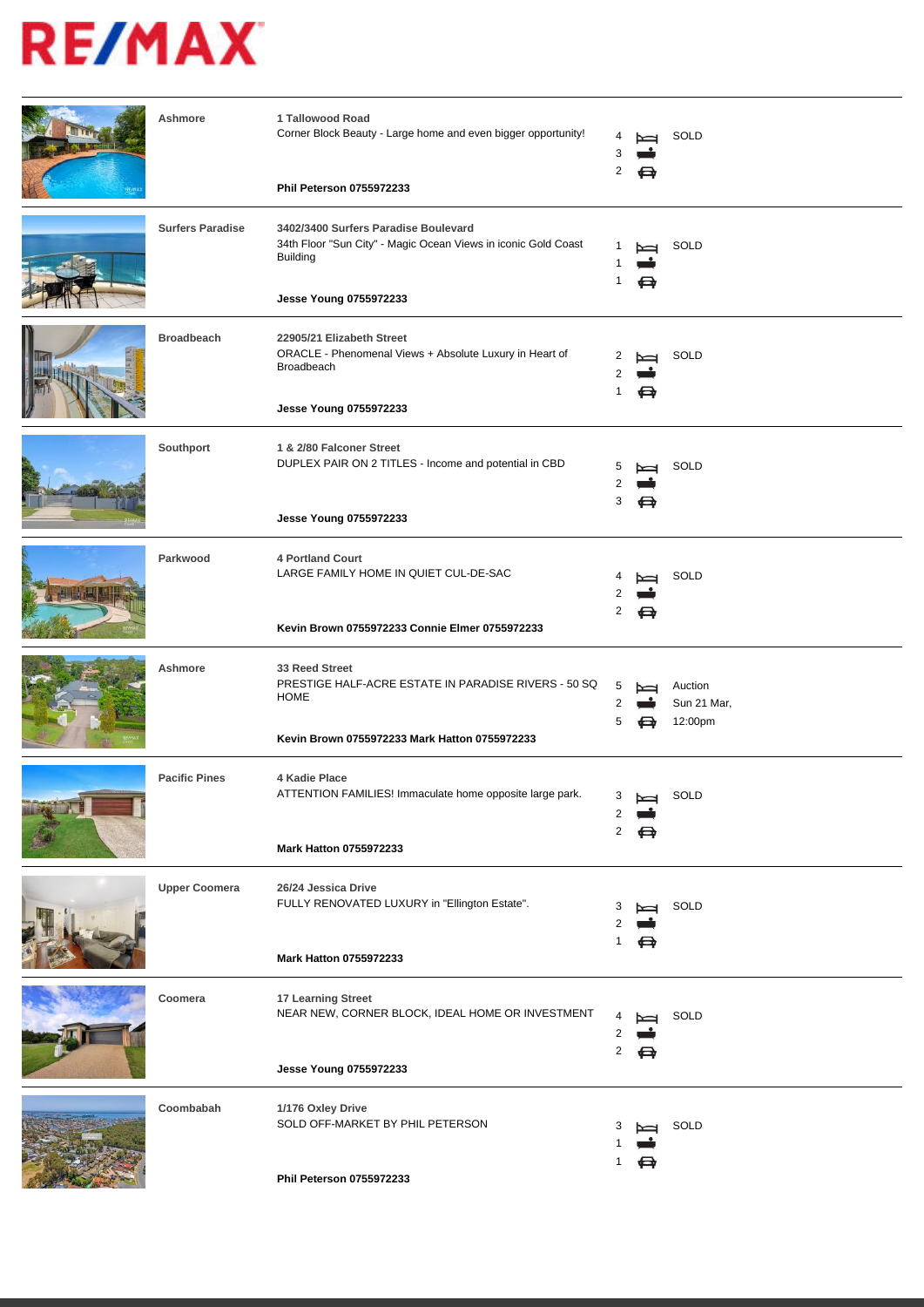# RE/MAX

| Suburb | Address / Description / Agent | Bed | Bath | Car | Status |
|---|---|---|---|---|---|
| **Ashmore** | **1 Tallowood Road**<br>Corner Block Beauty - Large home and even bigger opportunity!<br>**Phil Peterson 0755972233** | 4 | 3 | 2 | SOLD |
| **Surfers Paradise** | **3402/3400 Surfers Paradise Boulevard**<br>34th Floor "Sun City" - Magic Ocean Views in iconic Gold Coast Building<br>**Jesse Young 0755972233** | 1 | 1 | 1 | SOLD |
| **Broadbeach** | **22905/21 Elizabeth Street**<br>ORACLE - Phenomenal Views + Absolute Luxury in Heart of Broadbeach<br>**Jesse Young 0755972233** | 2 | 2 | 1 | SOLD |
| **Southport** | **1 & 2/80 Falconer Street**<br>DUPLEX PAIR ON 2 TITLES - Income and potential in CBD<br>**Jesse Young 0755972233** | 5 | 2 | 3 | SOLD |
| **Parkwood** | **4 Portland Court**<br>LARGE FAMILY HOME IN QUIET CUL-DE-SAC<br>**Kevin Brown 0755972233 Connie Elmer 0755972233** | 4 | 2 | 2 | SOLD |
| **Ashmore** | **33 Reed Street**<br>PRESTIGE HALF-ACRE ESTATE IN PARADISE RIVERS - 50 SQ HOME<br>**Kevin Brown 0755972233 Mark Hatton 0755972233** | 5 | 2 | 5 | Auction Sun 21 Mar, 12:00pm |
| **Pacific Pines** | **4 Kadie Place**<br>ATTENTION FAMILIES! Immaculate home opposite large park.<br>**Mark Hatton 0755972233** | 3 | 2 | 2 | SOLD |
| **Upper Coomera** | **26/24 Jessica Drive**<br>FULLY RENOVATED LUXURY in "Ellington Estate".<br>**Mark Hatton 0755972233** | 3 | 2 | 1 | SOLD |
| **Coomera** | **17 Learning Street**<br>NEAR NEW, CORNER BLOCK, IDEAL HOME OR INVESTMENT<br>**Jesse Young 0755972233** | 4 | 2 | 2 | SOLD |
| **Coombabah** | **1/176 Oxley Drive**<br>SOLD OFF-MARKET BY PHIL PETERSON<br>**Phil Peterson 0755972233** | 3 | 1 | 1 | SOLD |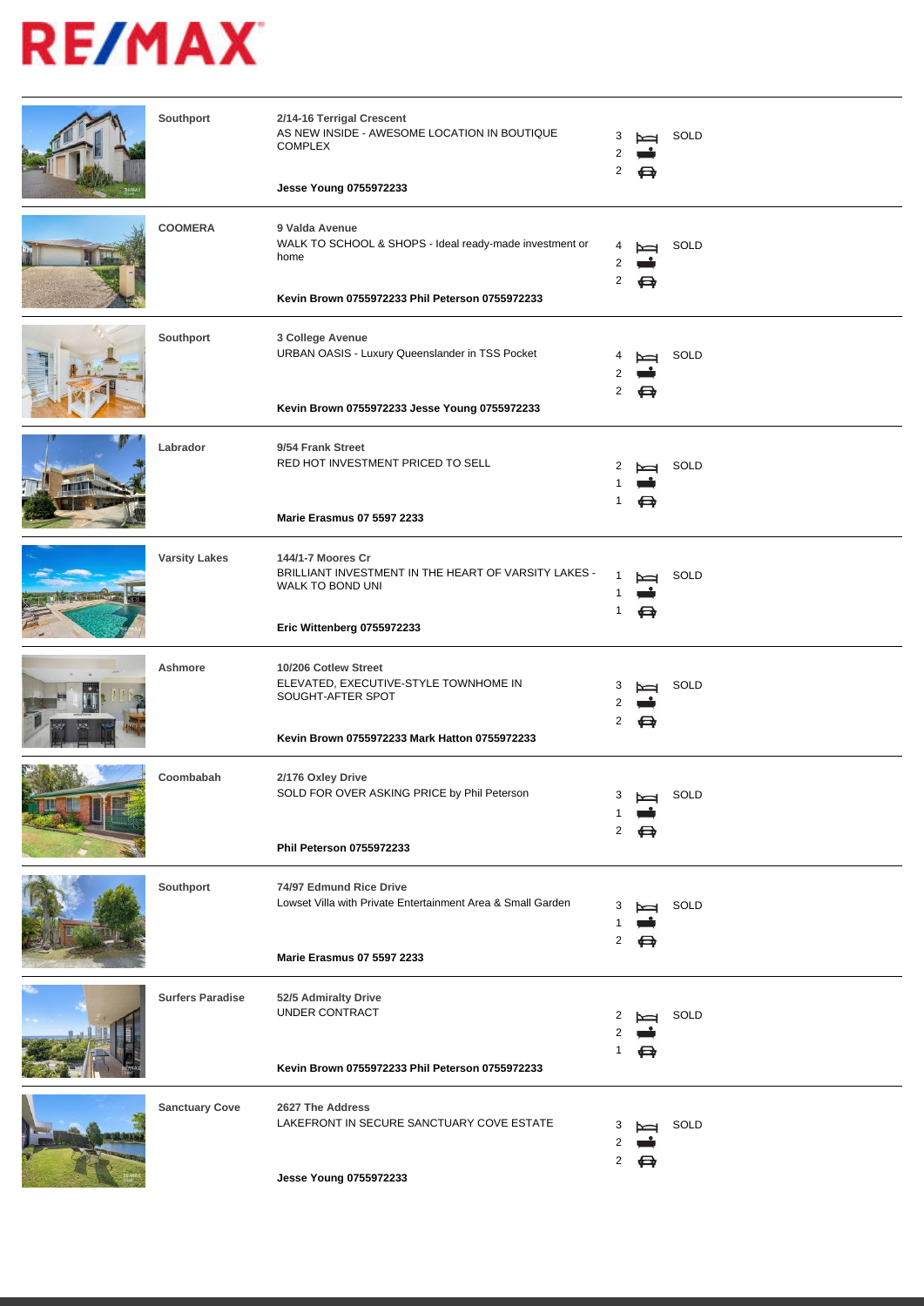| Suburb | Address / Description | Beds | Baths | Cars | Status |
| --- | --- | --- | --- | --- | --- |
| Southport | **2/14-16 Terrigal Crescent**<br>AS NEW INSIDE - AWESOME LOCATION IN BOUTIQUE COMPLEX<br>**Jesse Young 0755972233** | 3 | 2 | 2 | SOLD |
| COOMERA | **9 Valda Avenue**<br>WALK TO SCHOOL & SHOPS - Ideal ready-made investment or home<br>**Kevin Brown 0755972233 Phil Peterson 0755972233** | 4 | 2 | 2 | SOLD |
| Southport | **3 College Avenue**<br>URBAN OASIS - Luxury Queenslander in TSS Pocket<br>**Kevin Brown 0755972233 Jesse Young 0755972233** | 4 | 2 | 2 | SOLD |
| Labrador | **9/54 Frank Street**<br>RED HOT INVESTMENT PRICED TO SELL<br>**Marie Erasmus 07 5597 2233** | 2 | 1 | 1 | SOLD |
| Varsity Lakes | **144/1-7 Moores Cr**<br>BRILLIANT INVESTMENT IN THE HEART OF VARSITY LAKES - WALK TO BOND UNI<br>**Eric Wittenberg 0755972233** | 1 | 1 | 1 | SOLD |
| Ashmore | **10/206 Cotlew Street**<br>ELEVATED, EXECUTIVE-STYLE TOWNHOME IN SOUGHT-AFTER SPOT<br>**Kevin Brown 0755972233 Mark Hatton 0755972233** | 3 | 2 | 2 | SOLD |
| Coombabah | **2/176 Oxley Drive**<br>SOLD FOR OVER ASKING PRICE by Phil Peterson<br>**Phil Peterson 0755972233** | 3 | 1 | 2 | SOLD |
| Southport | **74/97 Edmund Rice Drive**<br>Lowset Villa with Private Entertainment Area & Small Garden<br>**Marie Erasmus 07 5597 2233** | 3 | 1 | 2 | SOLD |
| Surfers Paradise | **52/5 Admiralty Drive**<br>UNDER CONTRACT<br>**Kevin Brown 0755972233 Phil Peterson 0755972233** | 2 | 2 | 1 | SOLD |
| Sanctuary Cove | **2627 The Address**<br>LAKEFRONT IN SECURE SANCTUARY COVE ESTATE<br>**Jesse Young 0755972233** | 3 | 2 | 2 | SOLD |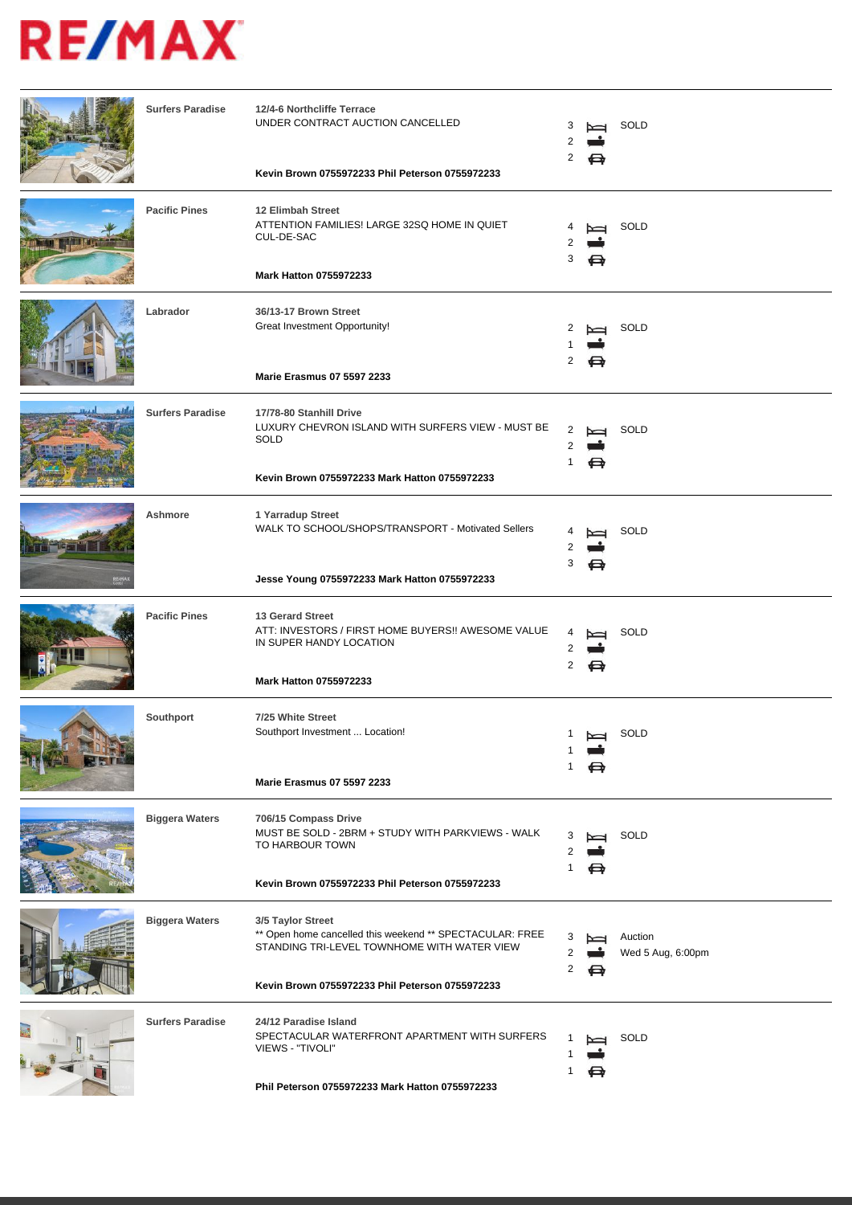RE/MAX

| Suburb | Address / Description | Bed | Bath | Car | Status |
|---|---|---|---|---|---|
| **Surfers Paradise** | **12/4-6 Northcliffe Terrace**<br>UNDER CONTRACT AUCTION CANCELLED<br>**Kevin Brown 0755972233 Phil Peterson 0755972233** | 3 | 2 | 2 | SOLD |
| **Pacific Pines** | **12 Elimbah Street**<br>ATTENTION FAMILIES! LARGE 32SQ HOME IN QUIET CUL-DE-SAC<br>**Mark Hatton 0755972233** | 4 | 2 | 3 | SOLD |
| **Labrador** | **36/13-17 Brown Street**<br>Great Investment Opportunity!<br>**Marie Erasmus 07 5597 2233** | 2 | 1 | 2 | SOLD |
| **Surfers Paradise** | **17/78-80 Stanhill Drive**<br>LUXURY CHEVRON ISLAND WITH SURFERS VIEW - MUST BE SOLD<br>**Kevin Brown 0755972233 Mark Hatton 0755972233** | 2 | 2 | 1 | SOLD |
| **Ashmore** | **1 Yarradup Street**<br>WALK TO SCHOOL/SHOPS/TRANSPORT - Motivated Sellers<br>**Jesse Young 0755972233 Mark Hatton 0755972233** | 4 | 2 | 3 | SOLD |
| **Pacific Pines** | **13 Gerard Street**<br>ATT: INVESTORS / FIRST HOME BUYERS!! AWESOME VALUE IN SUPER HANDY LOCATION<br>**Mark Hatton 0755972233** | 4 | 2 | 2 | SOLD |
| **Southport** | **7/25 White Street**<br>Southport Investment ... Location!<br>**Marie Erasmus 07 5597 2233** | 1 | 1 | 1 | SOLD |
| **Biggera Waters** | **706/15 Compass Drive**<br>MUST BE SOLD - 2BRM + STUDY WITH PARKVIEWS - WALK TO HARBOUR TOWN<br>**Kevin Brown 0755972233 Phil Peterson 0755972233** | 3 | 2 | 1 | SOLD |
| **Biggera Waters** | **3/5 Taylor Street**<br>** Open home cancelled this weekend ** SPECTACULAR: FREE STANDING TRI-LEVEL TOWNHOME WITH WATER VIEW<br>**Kevin Brown 0755972233 Phil Peterson 0755972233** | 3 | 2 | 2 | Auction<br>Wed 5 Aug, 6:00pm |
| **Surfers Paradise** | **24/12 Paradise Island**<br>SPECTACULAR WATERFRONT APARTMENT WITH SURFERS VIEWS - "TIVOLI"<br>**Phil Peterson 0755972233 Mark Hatton 0755972233** | 1 | 1 | 1 | SOLD |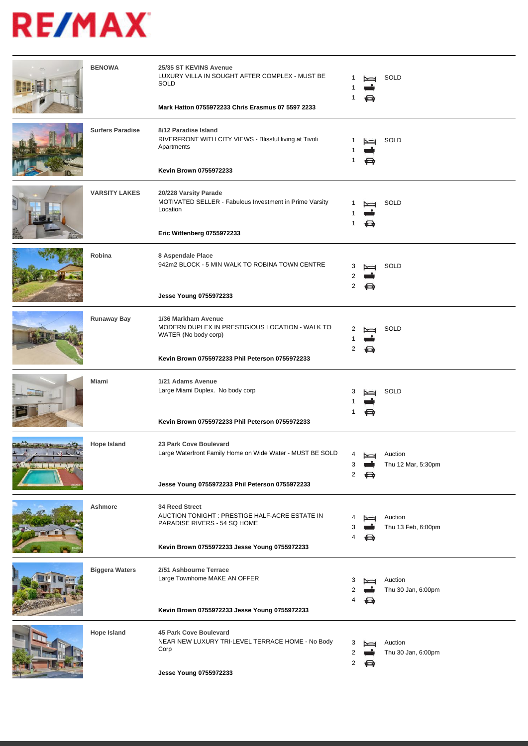# RE/MAX

| Suburb | Address / Description | Bed | Bath | Car | Status |
| --- | --- | --- | --- | --- | --- |
| BENOWA | **25/35 ST KEVINS Avenue**<br>LUXURY VILLA IN SOUGHT AFTER COMPLEX - MUST BE SOLD<br>**Mark Hatton 0755972233 Chris Erasmus 07 5597 2233** | 1 | 1 | 1 | SOLD |
| Surfers Paradise | **8/12 Paradise Island**<br>RIVERFRONT WITH CITY VIEWS - Blissful living at Tivoli Apartments<br>**Kevin Brown 0755972233** | 1 | 1 | 1 | SOLD |
| VARSITY LAKES | **20/228 Varsity Parade**<br>MOTIVATED SELLER - Fabulous Investment in Prime Varsity Location<br>**Eric Wittenberg 0755972233** | 1 | 1 | 1 | SOLD |
| Robina | **8 Aspendale Place**<br>942m2 BLOCK - 5 MIN WALK TO ROBINA TOWN CENTRE<br>**Jesse Young 0755972233** | 3 | 2 | 2 | SOLD |
| Runaway Bay | **1/36 Markham Avenue**<br>MODERN DUPLEX IN PRESTIGIOUS LOCATION - WALK TO WATER (No body corp)<br>**Kevin Brown 0755972233 Phil Peterson 0755972233** | 2 | 1 | 2 | SOLD |
| Miami | **1/21 Adams Avenue**<br>Large Miami Duplex. No body corp<br>**Kevin Brown 0755972233 Phil Peterson 0755972233** | 3 | 1 | 1 | SOLD |
| Hope Island | **23 Park Cove Boulevard**<br>Large Waterfront Family Home on Wide Water - MUST BE SOLD<br>**Jesse Young 0755972233 Phil Peterson 0755972233** | 4 | 3 | 2 | Auction<br>Thu 12 Mar, 5:30pm |
| Ashmore | **34 Reed Street**<br>AUCTION TONIGHT : PRESTIGE HALF-ACRE ESTATE IN PARADISE RIVERS - 54 SQ HOME<br>**Kevin Brown 0755972233 Jesse Young 0755972233** | 4 | 3 | 4 | Auction<br>Thu 13 Feb, 6:00pm |
| Biggera Waters | **2/51 Ashbourne Terrace**<br>Large Townhome MAKE AN OFFER<br>**Kevin Brown 0755972233 Jesse Young 0755972233** | 3 | 2 | 4 | Auction<br>Thu 30 Jan, 6:00pm |
| Hope Island | **45 Park Cove Boulevard**<br>NEAR NEW LUXURY TRI-LEVEL TERRACE HOME - No Body Corp<br>**Jesse Young 0755972233** | 3 | 2 | 2 | Auction<br>Thu 30 Jan, 6:00pm |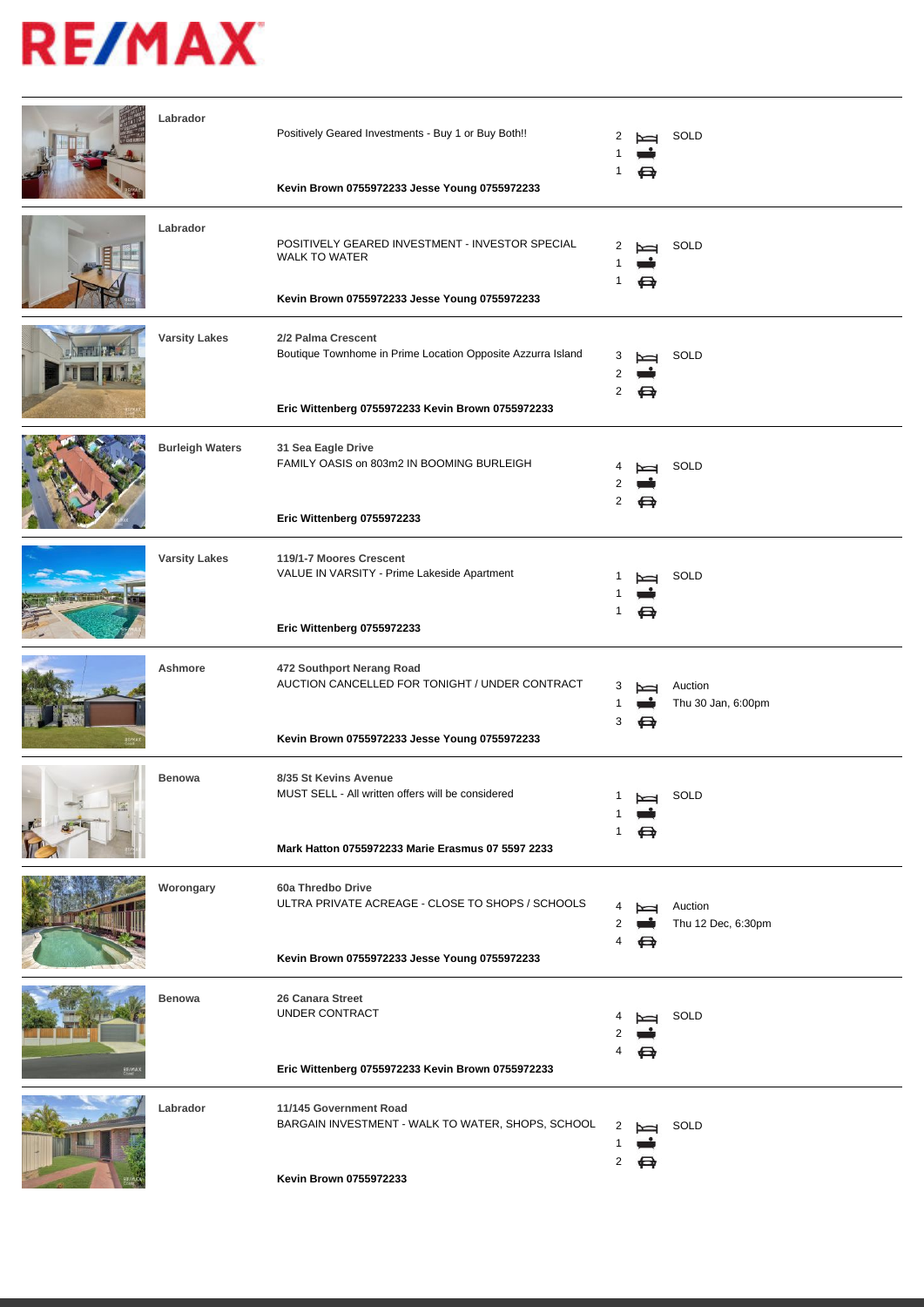RE/MAX

| | | | | |
|---|---|---|---|---|
| Labrador | Positively Geared Investments - Buy 1 or Buy Both!! **Kevin Brown 0755972233 Jesse Young 0755972233** | 2 1 1 | SOLD |
| Labrador | POSITIVELY GEARED INVESTMENT - INVESTOR SPECIAL WALK TO WATER **Kevin Brown 0755972233 Jesse Young 0755972233** | 2 1 1 | SOLD |
| Varsity Lakes | **2/2 Palma Crescent** Boutique Townhome in Prime Location Opposite Azzurra Island **Eric Wittenberg 0755972233 Kevin Brown 0755972233** | 3 2 2 | SOLD |
| Burleigh Waters | **31 Sea Eagle Drive** FAMILY OASIS on 803m2 IN BOOMING BURLEIGH **Eric Wittenberg 0755972233** | 4 2 2 | SOLD |
| Varsity Lakes | **119/1-7 Moores Crescent** VALUE IN VARSITY - Prime Lakeside Apartment **Eric Wittenberg 0755972233** | 1 1 1 | SOLD |
| Ashmore | **472 Southport Nerang Road** AUCTION CANCELLED FOR TONIGHT / UNDER CONTRACT **Kevin Brown 0755972233 Jesse Young 0755972233** | 3 1 3 | Auction Thu 30 Jan, 6:00pm |
| Benowa | **8/35 St Kevins Avenue** MUST SELL - All written offers will be considered **Mark Hatton 0755972233 Marie Erasmus 07 5597 2233** | 1 1 1 | SOLD |
| Worongary | **60a Thredbo Drive** ULTRA PRIVATE ACREAGE - CLOSE TO SHOPS / SCHOOLS **Kevin Brown 0755972233 Jesse Young 0755972233** | 4 2 4 | Auction Thu 12 Dec, 6:30pm |
| Benowa | **26 Canara Street** UNDER CONTRACT **Eric Wittenberg 0755972233 Kevin Brown 0755972233** | 4 2 4 | SOLD |
| Labrador | **11/145 Government Road** BARGAIN INVESTMENT - WALK TO WATER, SHOPS, SCHOOL **Kevin Brown 0755972233** | 2 1 2 | SOLD |